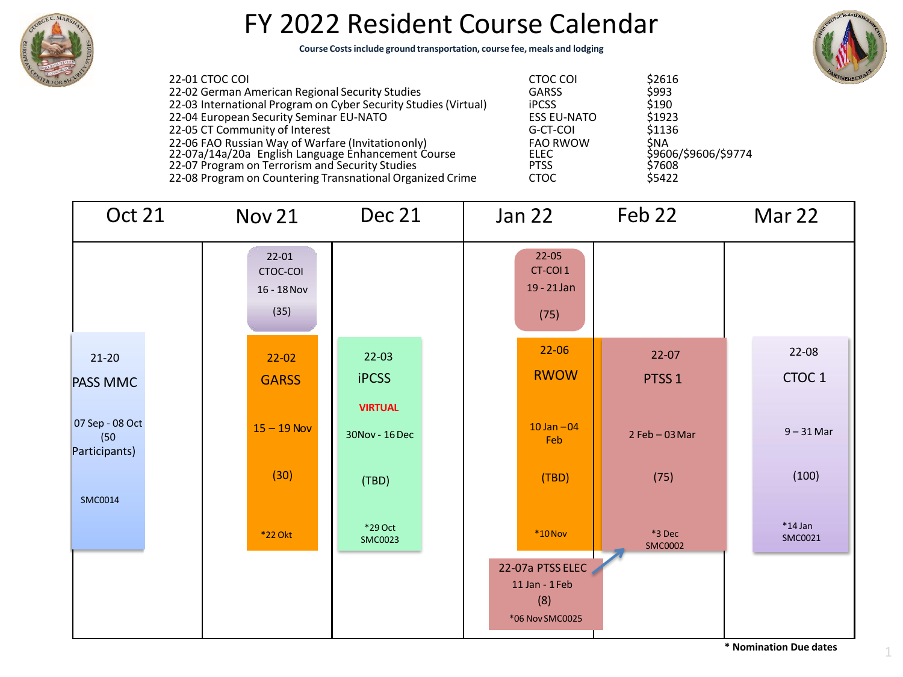# FY 2022 Resident Course Calendar

**Course Costs include ground transportation, course fee, meals and lodging**

| Course | Abbreviation | Cost |
|---|---|---|
| 22-01 CTOC COI | CTOC COI | $2616 |
| 22-02 German American Regional Security Studies | GARSS | $993 |
| 22-03 International Program on Cyber Security Studies (Virtual) | iPCSS | $190 |
| 22-04 European Security Seminar EU-NATO | ESS EU-NATO | $1923 |
| 22-05 CT Community of Interest | G-CT-COI | $1136 |
| 22-06 FAO Russian Way of Warfare (Invitation only) | FAO RWOW | $NA |
| 22-07a/14a/20a English Language Enhancement Course | ELEC | $9606/$9606/$9774 |
| 22-07 Program on Terrorism and Security Studies | PTSS | $7608 |
| 22-08 Program on Countering Transnational Organized Crime | CTOC | $5422 |

| Oct 21 | Nov 21 | Dec 21 | Jan 22 | Feb 22 | Mar 22 |
|---|---|---|---|---|---|
| 21-20 PASS MMC, 07 Sep - 08 Oct (50 Participants), SMC0014 | 22-01 CTOC-COI, 16 - 18 Nov (35) | 22-03 iPCSS VIRTUAL, 30Nov - 16 Dec (TBD), *29 Oct SMC0023 | 22-05 CT-COI 1, 19 - 21 Jan (75) | 22-07 PTSS 1, 2 Feb – 03 Mar (75), *3 Dec SMC0002 | 22-08 CTOC 1, 9 – 31 Mar (100), *14 Jan SMC0021 |
| | 22-02 GARSS, 15 – 19 Nov (30), *22 Okt | | 22-06 RWOW, 10 Jan – 04 Feb (TBD), *10 Nov | | |
| | | | 22-07a PTSS ELEC, 11 Jan - 1 Feb (8), *06 Nov SMC0025 | | |

**\* Nomination Due dates**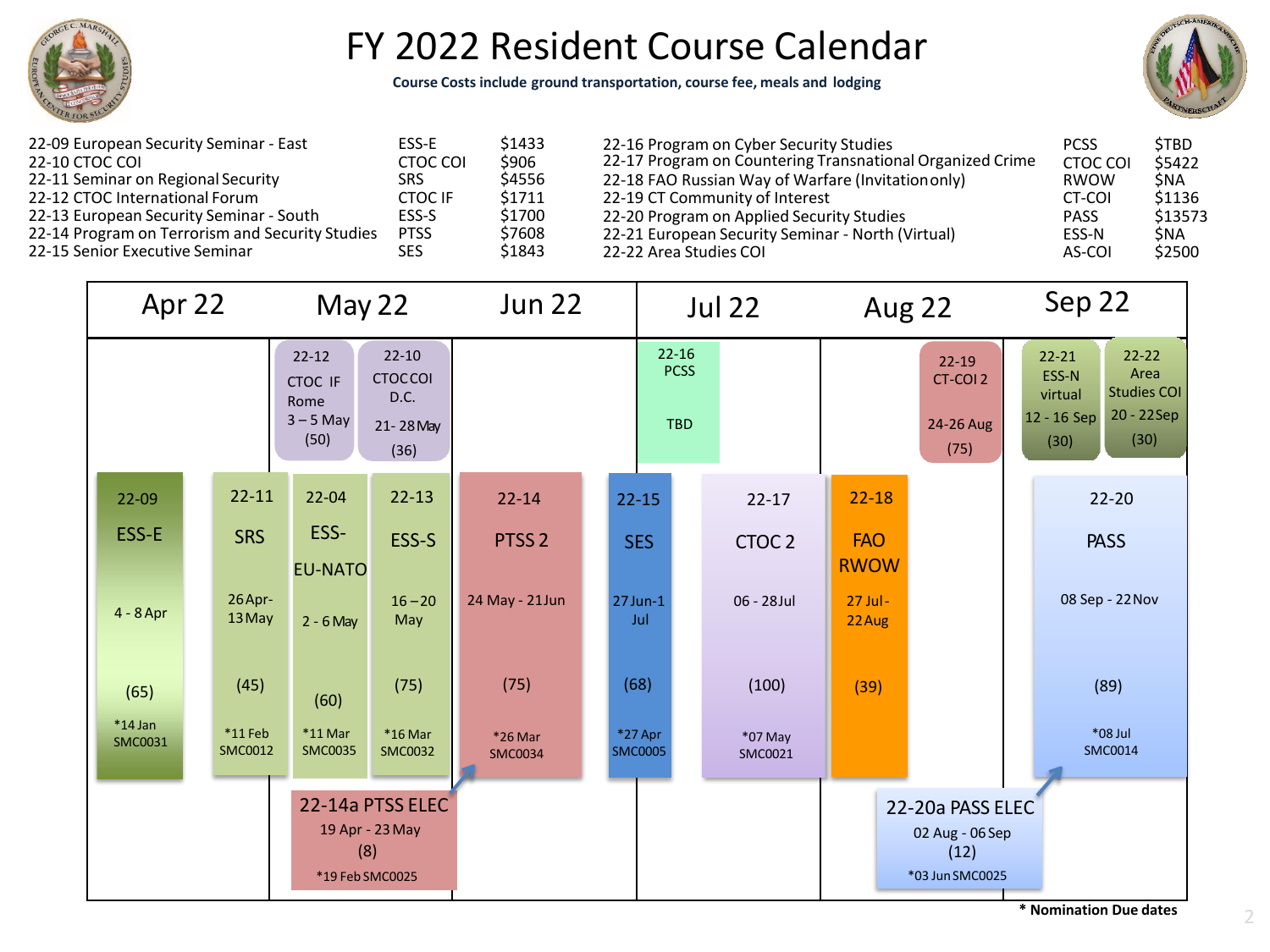# FY 2022 Resident Course Calendar

**Course Costs include ground transportation, course fee, meals and lodging**

| Course | Abbreviation | Cost |
|---|---|---|
| 22-09 European Security Seminar - East | ESS-E | $1433 |
| 22-10 CTOC COI | CTOC COI | $906 |
| 22-11 Seminar on Regional Security | SRS | $4556 |
| 22-12 CTOC International Forum | CTOC IF | $1711 |
| 22-13 European Security Seminar - South | ESS-S | $1700 |
| 22-14 Program on Terrorism and Security Studies | PTSS | $7608 |
| 22-15 Senior Executive Seminar | SES | $1843 |
| 22-16 Program on Cyber Security Studies | PCSS | $TBD |
| 22-17 Program on Countering Transnational Organized Crime | CTOC COI | $5422 |
| 22-18 FAO Russian Way of Warfare (Invitation only) | RWOW | $NA |
| 22-19 CT Community of Interest | CT-COI | $1136 |
| 22-20 Program on Applied Security Studies | PASS | $13573 |
| 22-21 European Security Seminar - North (Virtual) | ESS-N | $NA |
| 22-22 Area Studies COI | AS-COI | $2500 |

## Apr 22 – Sep 22

| Course | Name | Dates | Participants | Nomination Due |
|---|---|---|---|---|
| 22-12 | CTOC IF Rome | 3 – 5 May | (50) | |
| 22-10 | CTOC COI D.C. | 21 - 28 May | (36) | |
| 22-16 | PCSS | TBD | | |
| 22-19 | CT-COI 2 | 24-26 Aug | (75) | |
| 22-21 | ESS-N virtual | 12 - 16 Sep | (30) | |
| 22-22 | Area Studies COI | 20 - 22 Sep | (30) | |
| 22-09 | ESS-E | 4 - 8 Apr | (65) | *14 Jan SMC0031 |
| 22-11 | SRS | 26 Apr - 13 May | (45) | *11 Feb SMC0012 |
| 22-04 | ESS-EU-NATO | 2 - 6 May | (60) | *11 Mar SMC0035 |
| 22-13 | ESS-S | 16 – 20 May | (75) | *16 Mar SMC0032 |
| 22-14 | PTSS 2 | 24 May - 21 Jun | (75) | *26 Mar SMC0034 |
| 22-15 | SES | 27 Jun - 1 Jul | (68) | *27 Apr SMC0005 |
| 22-17 | CTOC 2 | 06 - 28 Jul | (100) | *07 May SMC0021 |
| 22-18 | FAO RWOW | 27 Jul - 22 Aug | (39) | |
| 22-20 | PASS | 08 Sep - 22 Nov | (89) | *08 Jul SMC0014 |
| 22-14a | PTSS ELEC | 19 Apr - 23 May | (8) | *19 Feb SMC0025 |
| 22-20a | PASS ELEC | 02 Aug - 06 Sep | (12) | *03 Jun SMC0025 |

**\* Nomination Due dates**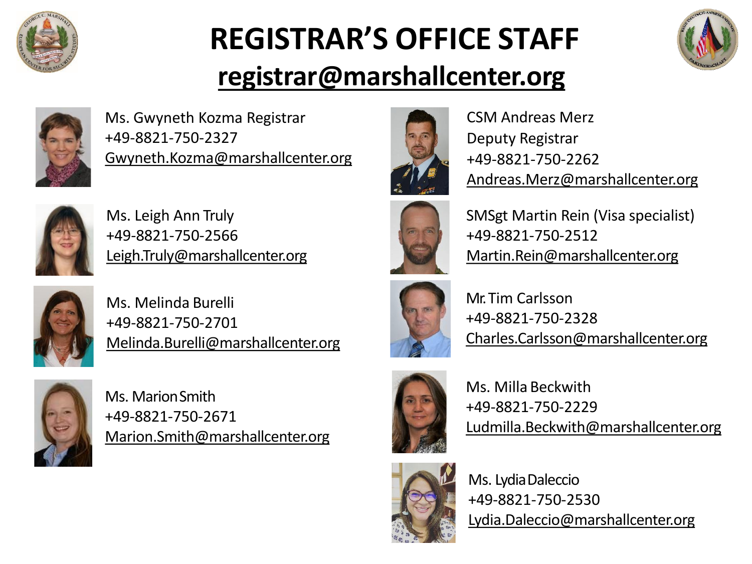# REGISTRAR'S OFFICE STAFF

## registrar@marshallcenter.org

Ms. Gwyneth Kozma Registrar
+49-8821-750-2327
Gwyneth.Kozma@marshallcenter.org

Ms. Leigh Ann Truly
+49-8821-750-2566
Leigh.Truly@marshallcenter.org

Ms. Melinda Burelli
+49-8821-750-2701
Melinda.Burelli@marshallcenter.org

Ms. Marion Smith
+49-8821-750-2671
Marion.Smith@marshallcenter.org

CSM Andreas Merz
Deputy Registrar
+49-8821-750-2262
Andreas.Merz@marshallcenter.org

SMSgt Martin Rein (Visa specialist)
+49-8821-750-2512
Martin.Rein@marshallcenter.org

Mr. Tim Carlsson
+49-8821-750-2328
Charles.Carlsson@marshallcenter.org

Ms. Milla Beckwith
+49-8821-750-2229
Ludmilla.Beckwith@marshallcenter.org

Ms. Lydia Daleccio
+49-8821-750-2530
Lydia.Daleccio@marshallcenter.org